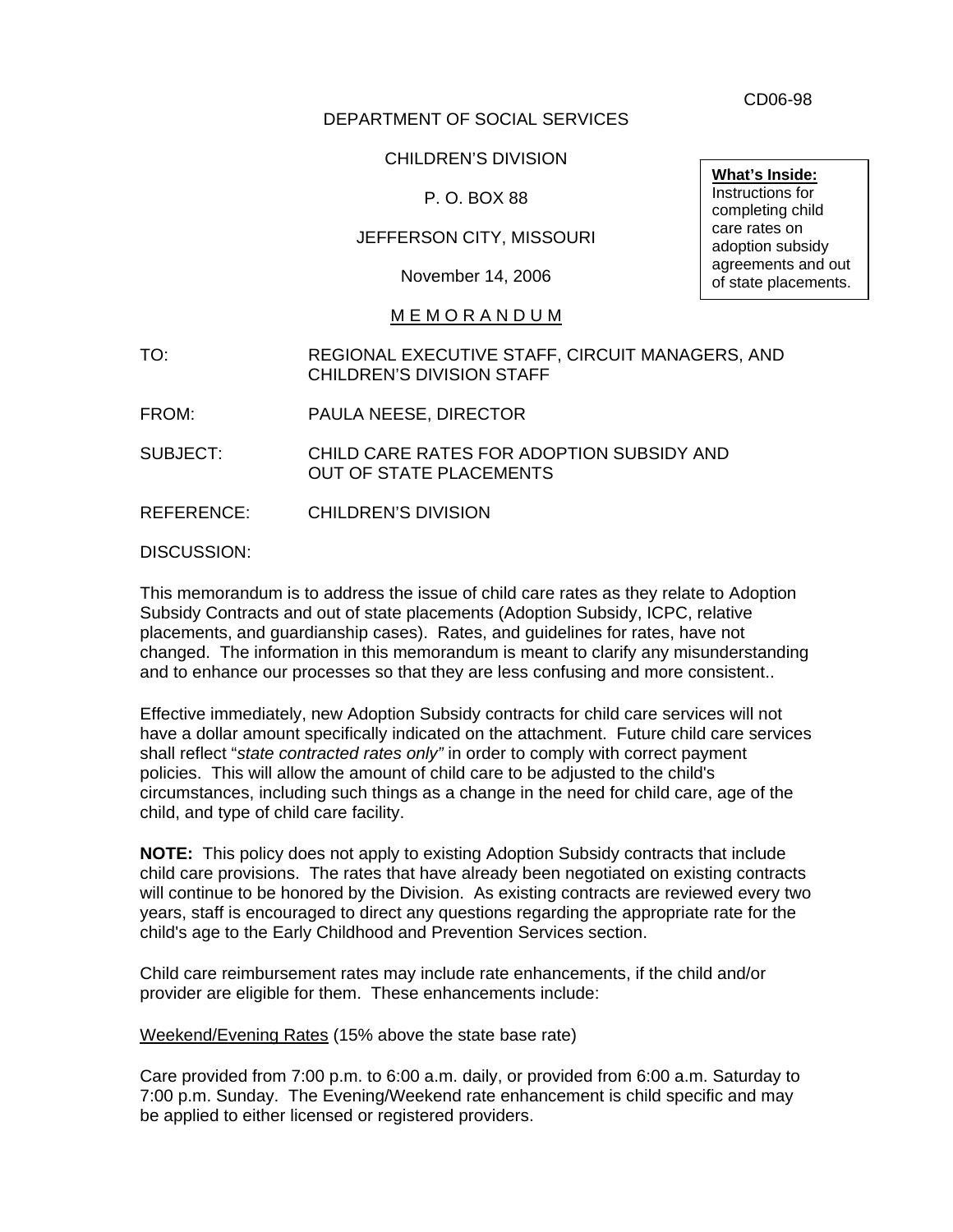CD06-98

DEPARTMENT OF SOCIAL SERVICES

CHILDREN'S DIVISION

P. O. BOX 88

JEFFERSON CITY, MISSOURI

November 14, 2006

**What's Inside:**
Instructions for completing child care rates on adoption subsidy agreements and out of state placements.

M E M O R A N D U M

TO: REGIONAL EXECUTIVE STAFF, CIRCUIT MANAGERS, AND CHILDREN'S DIVISION STAFF

FROM: PAULA NEESE, DIRECTOR

SUBJECT: CHILD CARE RATES FOR ADOPTION SUBSIDY AND OUT OF STATE PLACEMENTS

REFERENCE: CHILDREN'S DIVISION

DISCUSSION:

This memorandum is to address the issue of child care rates as they relate to Adoption Subsidy Contracts and out of state placements (Adoption Subsidy, ICPC, relative placements, and guardianship cases). Rates, and guidelines for rates, have not changed. The information in this memorandum is meant to clarify any misunderstanding and to enhance our processes so that they are less confusing and more consistent..

Effective immediately, new Adoption Subsidy contracts for child care services will not have a dollar amount specifically indicated on the attachment. Future child care services shall reflect "*state contracted rates only"* in order to comply with correct payment policies. This will allow the amount of child care to be adjusted to the child's circumstances, including such things as a change in the need for child care, age of the child, and type of child care facility.

**NOTE:** This policy does not apply to existing Adoption Subsidy contracts that include child care provisions. The rates that have already been negotiated on existing contracts will continue to be honored by the Division. As existing contracts are reviewed every two years, staff is encouraged to direct any questions regarding the appropriate rate for the child's age to the Early Childhood and Prevention Services section.

Child care reimbursement rates may include rate enhancements, if the child and/or provider are eligible for them. These enhancements include:

Weekend/Evening Rates (15% above the state base rate)

Care provided from 7:00 p.m. to 6:00 a.m. daily, or provided from 6:00 a.m. Saturday to 7:00 p.m. Sunday. The Evening/Weekend rate enhancement is child specific and may be applied to either licensed or registered providers.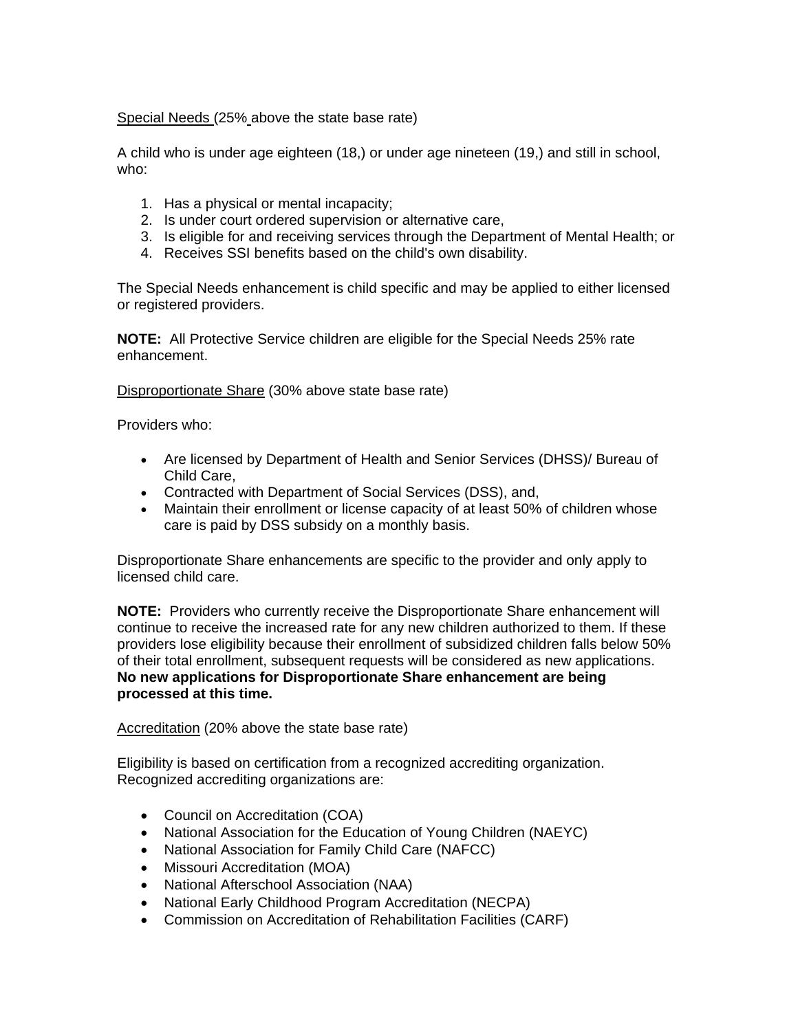<u>Special Needs</u> (25% above the state base rate)

A child who is under age eighteen (18,) or under age nineteen (19,) and still in school, who:

1. Has a physical or mental incapacity;
2. Is under court ordered supervision or alternative care,
3. Is eligible for and receiving services through the Department of Mental Health; or
4. Receives SSI benefits based on the child's own disability.

The Special Needs enhancement is child specific and may be applied to either licensed or registered providers.

**NOTE:** All Protective Service children are eligible for the Special Needs 25% rate enhancement.

<u>Disproportionate Share</u> (30% above state base rate)

Providers who:

- Are licensed by Department of Health and Senior Services (DHSS)/ Bureau of Child Care,
- Contracted with Department of Social Services (DSS), and,
- Maintain their enrollment or license capacity of at least 50% of children whose care is paid by DSS subsidy on a monthly basis.

Disproportionate Share enhancements are specific to the provider and only apply to licensed child care.

**NOTE:** Providers who currently receive the Disproportionate Share enhancement will continue to receive the increased rate for any new children authorized to them. If these providers lose eligibility because their enrollment of subsidized children falls below 50% of their total enrollment, subsequent requests will be considered as new applications. **No new applications for Disproportionate Share enhancement are being processed at this time.**

<u>Accreditation</u> (20% above the state base rate)

Eligibility is based on certification from a recognized accrediting organization. Recognized accrediting organizations are:

- Council on Accreditation (COA)
- National Association for the Education of Young Children (NAEYC)
- National Association for Family Child Care (NAFCC)
- Missouri Accreditation (MOA)
- National Afterschool Association (NAA)
- National Early Childhood Program Accreditation (NECPA)
- Commission on Accreditation of Rehabilitation Facilities (CARF)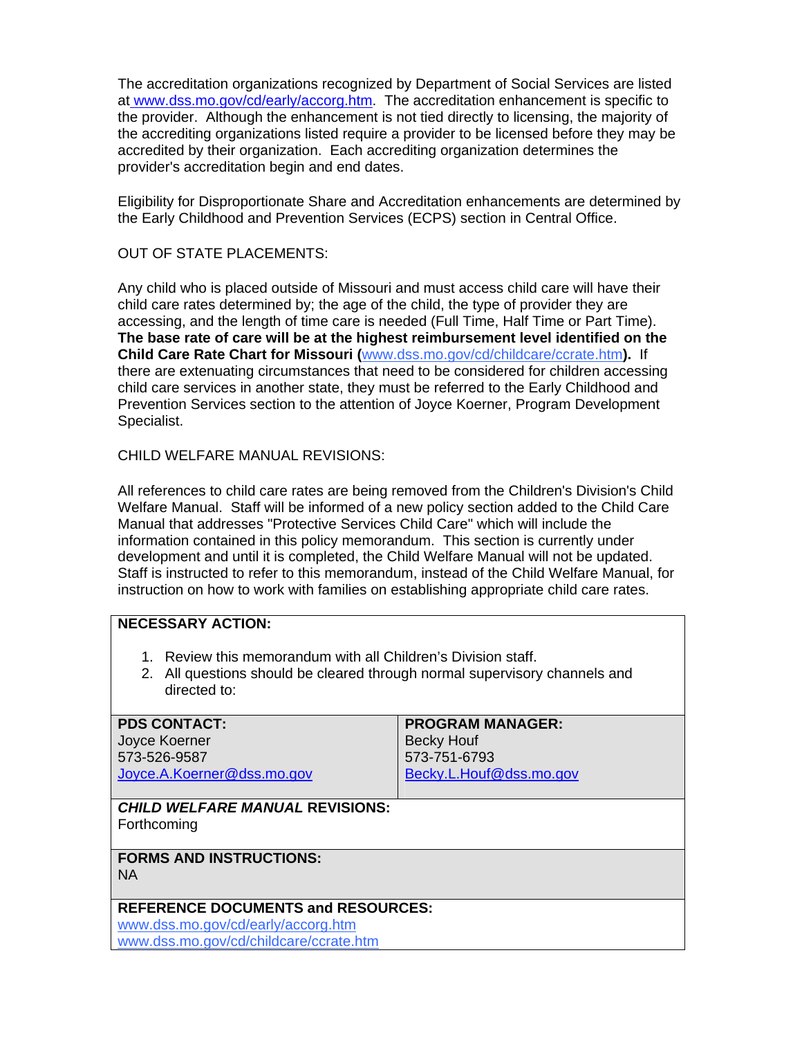The accreditation organizations recognized by Department of Social Services are listed at www.dss.mo.gov/cd/early/accorg.htm. The accreditation enhancement is specific to the provider. Although the enhancement is not tied directly to licensing, the majority of the accrediting organizations listed require a provider to be licensed before they may be accredited by their organization. Each accrediting organization determines the provider's accreditation begin and end dates.

Eligibility for Disproportionate Share and Accreditation enhancements are determined by the Early Childhood and Prevention Services (ECPS) section in Central Office.

OUT OF STATE PLACEMENTS:

Any child who is placed outside of Missouri and must access child care will have their child care rates determined by; the age of the child, the type of provider they are accessing, and the length of time care is needed (Full Time, Half Time or Part Time). **The base rate of care will be at the highest reimbursement level identified on the Child Care Rate Chart for Missouri (www.dss.mo.gov/cd/childcare/ccrate.htm).** If there are extenuating circumstances that need to be considered for children accessing child care services in another state, they must be referred to the Early Childhood and Prevention Services section to the attention of Joyce Koerner, Program Development Specialist.

CHILD WELFARE MANUAL REVISIONS:

All references to child care rates are being removed from the Children's Division's Child Welfare Manual. Staff will be informed of a new policy section added to the Child Care Manual that addresses "Protective Services Child Care" which will include the information contained in this policy memorandum. This section is currently under development and until it is completed, the Child Welfare Manual will not be updated. Staff is instructed to refer to this memorandum, instead of the Child Welfare Manual, for instruction on how to work with families on establishing appropriate child care rates.

**NECESSARY ACTION:**

1. Review this memorandum with all Children's Division staff.
2. All questions should be cleared through normal supervisory channels and directed to:

| **PDS CONTACT:** | **PROGRAM MANAGER:** |
|---|---|
| Joyce Koerner<br>573-526-9587<br>Joyce.A.Koerner@dss.mo.gov | Becky Houf<br>573-751-6793<br>Becky.L.Houf@dss.mo.gov |

***CHILD WELFARE MANUAL* REVISIONS:**
Forthcoming

**FORMS AND INSTRUCTIONS:**
NA

**REFERENCE DOCUMENTS and RESOURCES:**
www.dss.mo.gov/cd/early/accorg.htm
www.dss.mo.gov/cd/childcare/ccrate.htm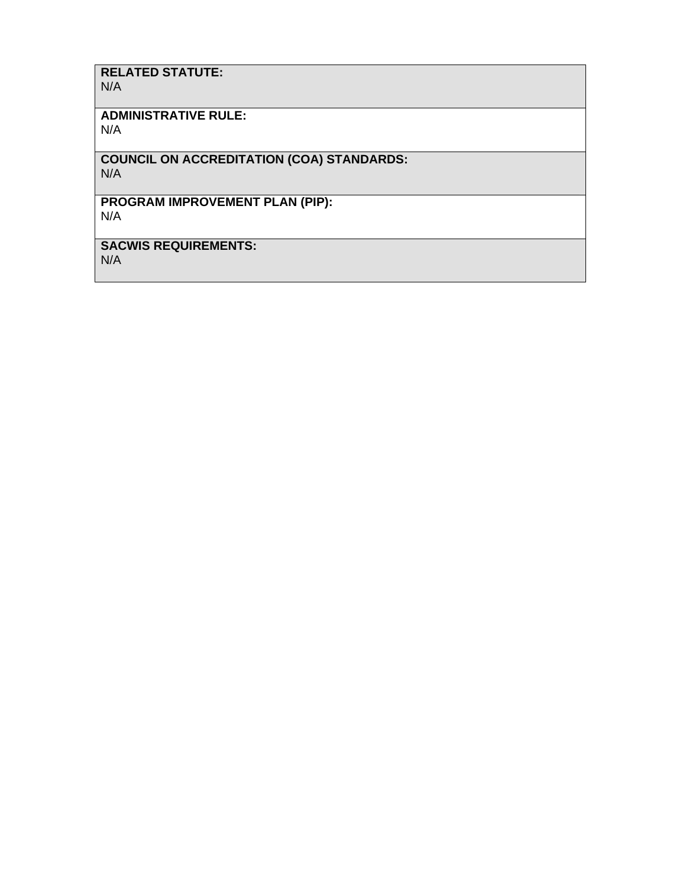**RELATED STATUTE:**
N/A

**ADMINISTRATIVE RULE:**
N/A

**COUNCIL ON ACCREDITATION (COA) STANDARDS:**
N/A

**PROGRAM IMPROVEMENT PLAN (PIP):**
N/A

**SACWIS REQUIREMENTS:**
N/A